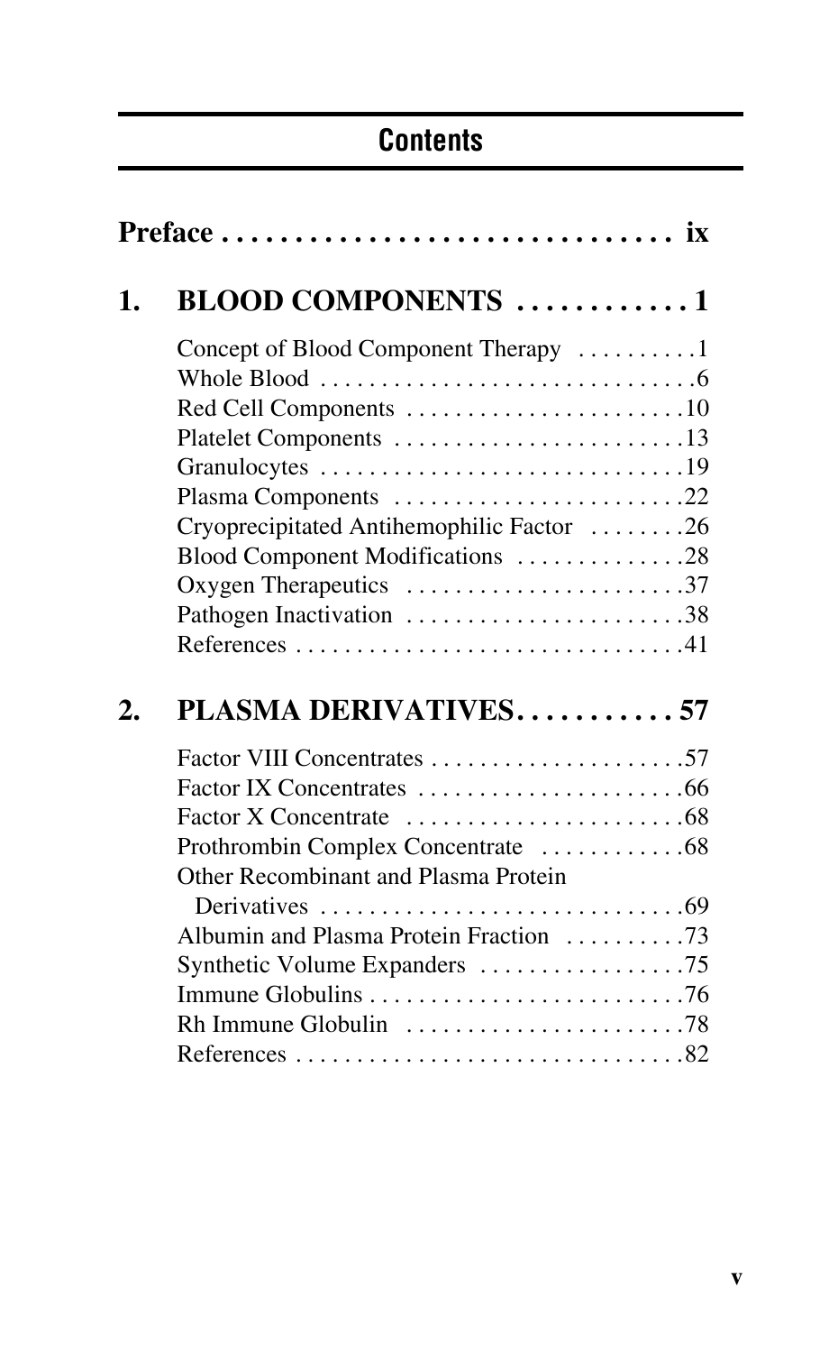# Contents

**Preface . . . . . . . . . . . . . . . . . . . . . . . . . . . . . . . ix**

## 1. BLOOD COMPONENTS . . . . . . . . . . . . 1

Concept of Blood Component Therapy . . . . . . . . . .1
Whole Blood . . . . . . . . . . . . . . . . . . . . . . . . . . . . . . .6
Red Cell Components . . . . . . . . . . . . . . . . . . . . . . .10
Platelet Components . . . . . . . . . . . . . . . . . . . . . . . .13
Granulocytes . . . . . . . . . . . . . . . . . . . . . . . . . . . . . .19
Plasma Components . . . . . . . . . . . . . . . . . . . . . . . .22
Cryoprecipitated Antihemophilic Factor . . . . . . . .26
Blood Component Modifications . . . . . . . . . . . . . .28
Oxygen Therapeutics . . . . . . . . . . . . . . . . . . . . . . .37
Pathogen Inactivation . . . . . . . . . . . . . . . . . . . . . . .38
References . . . . . . . . . . . . . . . . . . . . . . . . . . . . . . . .41

## 2. PLASMA DERIVATIVES. . . . . . . . . . . 57

Factor VIII Concentrates . . . . . . . . . . . . . . . . . . . . .57
Factor IX Concentrates . . . . . . . . . . . . . . . . . . . . . .66
Factor X Concentrate . . . . . . . . . . . . . . . . . . . . . . .68
Prothrombin Complex Concentrate . . . . . . . . . . . .68
Other Recombinant and Plasma Protein Derivatives . . . . . . . . . . . . . . . . . . . . . . . . . . . . . .69
Albumin and Plasma Protein Fraction . . . . . . . . . .73
Synthetic Volume Expanders . . . . . . . . . . . . . . . . .75
Immune Globulins . . . . . . . . . . . . . . . . . . . . . . . . . .76
Rh Immune Globulin . . . . . . . . . . . . . . . . . . . . . . .78
References . . . . . . . . . . . . . . . . . . . . . . . . . . . . . . . .82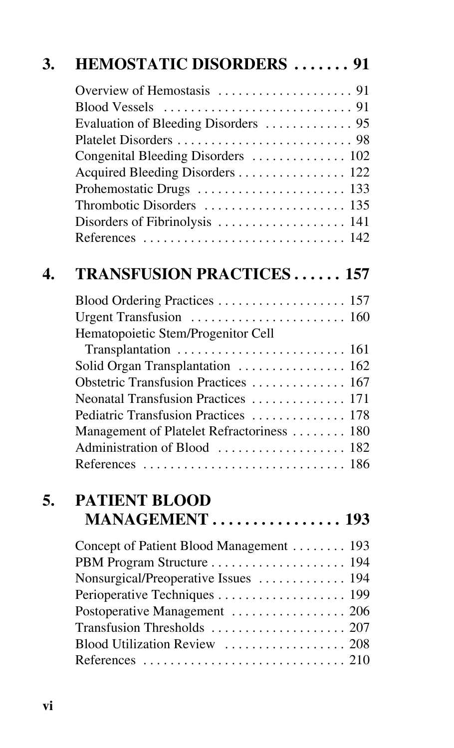## 3. HEMOSTATIC DISORDERS . . . . . . . 91

Overview of Hemostasis . . . . . . . . . . . . . . . . . . . . 91
Blood Vessels . . . . . . . . . . . . . . . . . . . . . . . . . . . . 91
Evaluation of Bleeding Disorders . . . . . . . . . . . . . 95
Platelet Disorders . . . . . . . . . . . . . . . . . . . . . . . . . . 98
Congenital Bleeding Disorders . . . . . . . . . . . . . . 102
Acquired Bleeding Disorders . . . . . . . . . . . . . . . . 122
Prohemostatic Drugs . . . . . . . . . . . . . . . . . . . . . . 133
Thrombotic Disorders . . . . . . . . . . . . . . . . . . . . . 135
Disorders of Fibrinolysis . . . . . . . . . . . . . . . . . . . 141
References . . . . . . . . . . . . . . . . . . . . . . . . . . . . . . 142

## 4. TRANSFUSION PRACTICES . . . . . . 157

Blood Ordering Practices . . . . . . . . . . . . . . . . . . . 157
Urgent Transfusion . . . . . . . . . . . . . . . . . . . . . . . 160
Hematopoietic Stem/Progenitor Cell Transplantation . . . . . . . . . . . . . . . . . . . . . . . . . 161
Solid Organ Transplantation . . . . . . . . . . . . . . . . 162
Obstetric Transfusion Practices . . . . . . . . . . . . . . 167
Neonatal Transfusion Practices . . . . . . . . . . . . . . 171
Pediatric Transfusion Practices . . . . . . . . . . . . . . 178
Management of Platelet Refractoriness . . . . . . . . 180
Administration of Blood . . . . . . . . . . . . . . . . . . . 182
References . . . . . . . . . . . . . . . . . . . . . . . . . . . . . . 186

## 5. PATIENT BLOOD MANAGEMENT . . . . . . . . . . . . . . . . 193

Concept of Patient Blood Management . . . . . . . . 193
PBM Program Structure . . . . . . . . . . . . . . . . . . . . 194
Nonsurgical/Preoperative Issues . . . . . . . . . . . . . 194
Perioperative Techniques . . . . . . . . . . . . . . . . . . . 199
Postoperative Management . . . . . . . . . . . . . . . . . 206
Transfusion Thresholds . . . . . . . . . . . . . . . . . . . . 207
Blood Utilization Review . . . . . . . . . . . . . . . . . . 208
References . . . . . . . . . . . . . . . . . . . . . . . . . . . . . . 210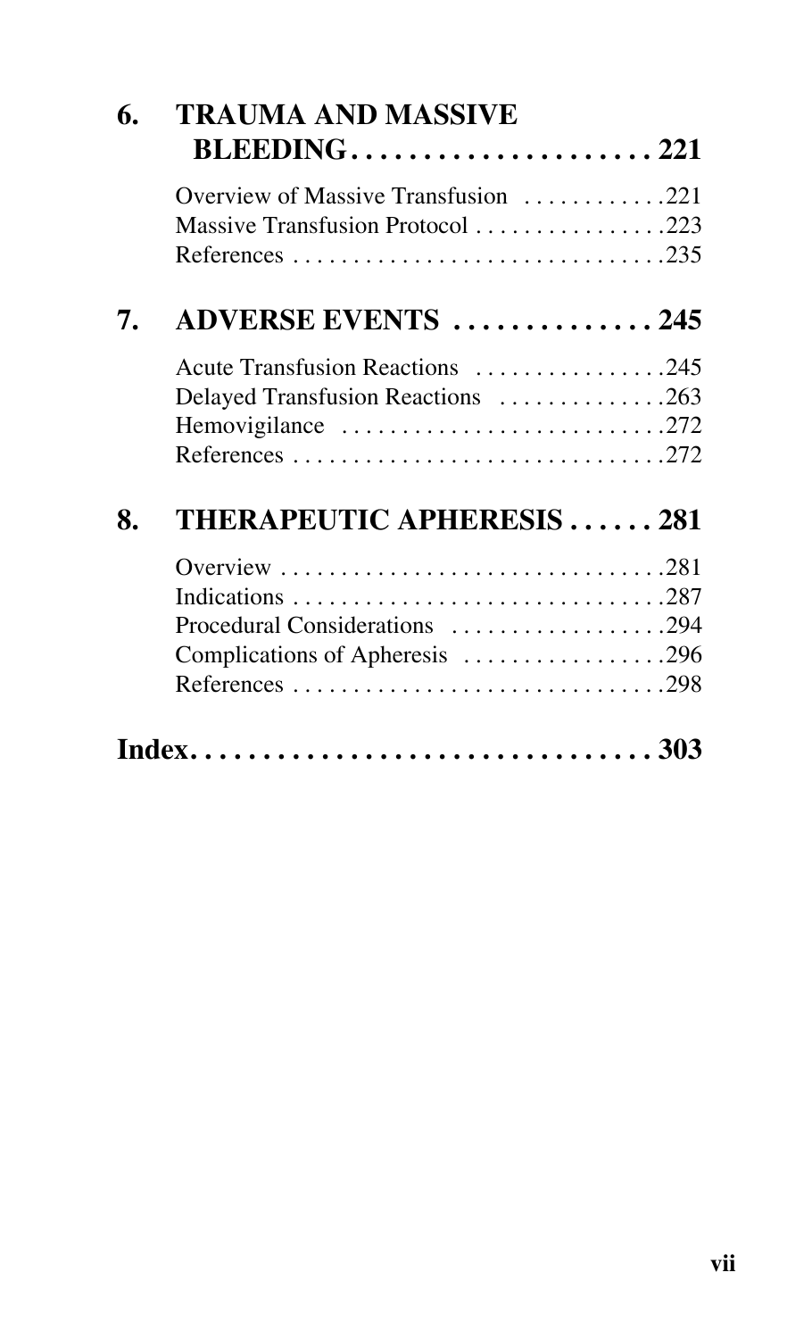**6. TRAUMA AND MASSIVE BLEEDING . . . . . . . . . . . . . . . . . . . . . 221**

Overview of Massive Transfusion . . . . . . . . . . . .221
Massive Transfusion Protocol . . . . . . . . . . . . . . . .223
References . . . . . . . . . . . . . . . . . . . . . . . . . . . . . .235

**7. ADVERSE EVENTS . . . . . . . . . . . . . . 245**

Acute Transfusion Reactions . . . . . . . . . . . . . . . .245
Delayed Transfusion Reactions . . . . . . . . . . . . . .263
Hemovigilance . . . . . . . . . . . . . . . . . . . . . . . . . . .272
References . . . . . . . . . . . . . . . . . . . . . . . . . . . . . .272

**8. THERAPEUTIC APHERESIS . . . . . . 281**

Overview . . . . . . . . . . . . . . . . . . . . . . . . . . . . . . .281
Indications . . . . . . . . . . . . . . . . . . . . . . . . . . . . . .287
Procedural Considerations . . . . . . . . . . . . . . . . . .294
Complications of Apheresis . . . . . . . . . . . . . . . . .296
References . . . . . . . . . . . . . . . . . . . . . . . . . . . . . .298

**Index. . . . . . . . . . . . . . . . . . . . . . . . . . . . . . . . 303**